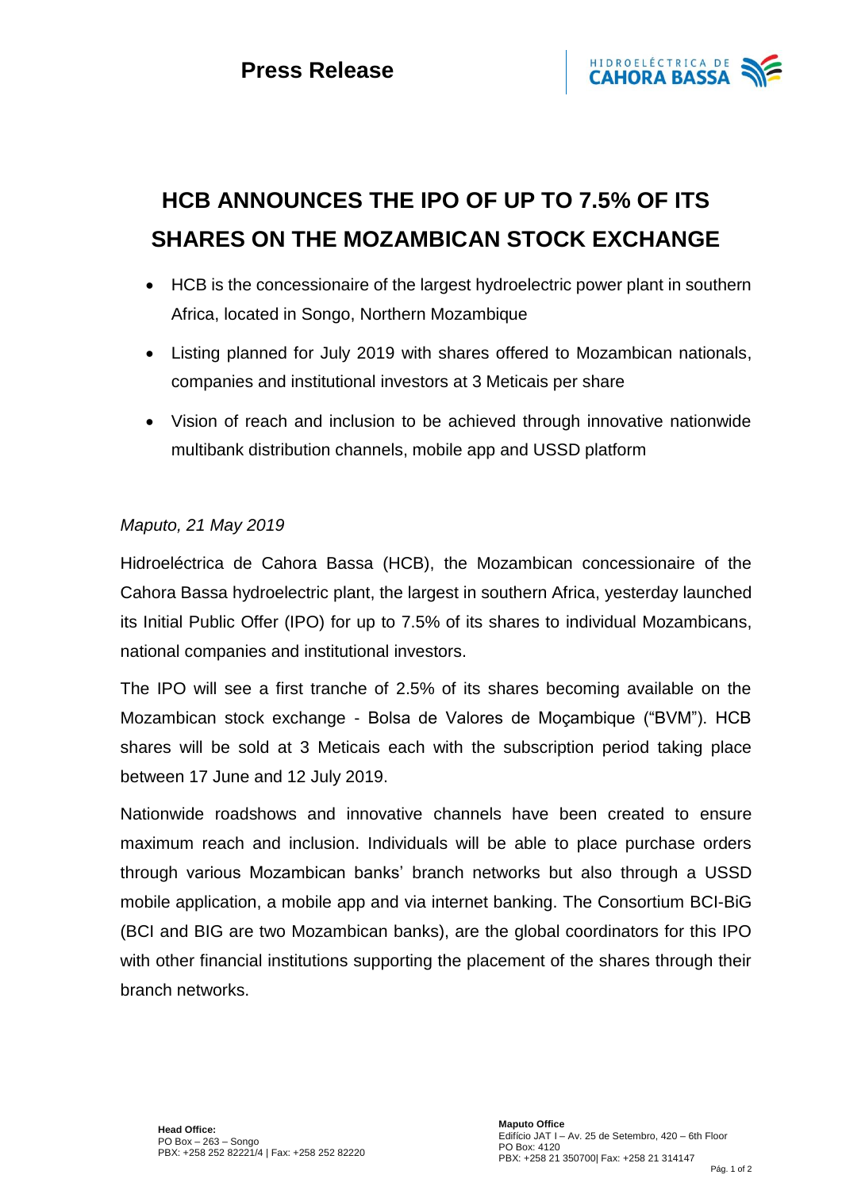**Press Release**

# HCB ANNOUNCES THE IPO OF UP TO 7.5% OF ITS SHARES ON THE MOZAMBICAN STOCK EXCHANGE

- HCB is the concessionaire of the largest hydroelectric power plant in southern Africa, located in Songo, Northern Mozambique
- Listing planned for July 2019 with shares offered to Mozambican nationals, companies and institutional investors at 3 Meticais per share
- Vision of reach and inclusion to be achieved through innovative nationwide multibank distribution channels, mobile app and USSD platform

*Maputo, 21 May 2019*

Hidroeléctrica de Cahora Bassa (HCB), the Mozambican concessionaire of the Cahora Bassa hydroelectric plant, the largest in southern Africa, yesterday launched its Initial Public Offer (IPO) for up to 7.5% of its shares to individual Mozambicans, national companies and institutional investors.

The IPO will see a first tranche of 2.5% of its shares becoming available on the Mozambican stock exchange - Bolsa de Valores de Moçambique ("BVM"). HCB shares will be sold at 3 Meticais each with the subscription period taking place between 17 June and 12 July 2019.

Nationwide roadshows and innovative channels have been created to ensure maximum reach and inclusion. Individuals will be able to place purchase orders through various Mozambican banks' branch networks but also through a USSD mobile application, a mobile app and via internet banking. The Consortium BCI-BiG (BCI and BIG are two Mozambican banks), are the global coordinators for this IPO with other financial institutions supporting the placement of the shares through their branch networks.

**Head Office:**
PO Box – 263 – Songo
PBX: +258 252 82221/4 | Fax: +258 252 82220

**Maputo Office**
Edifício JAT I – Av. 25 de Setembro, 420 – 6th Floor
PO Box: 4120
PBX: +258 21 350700| Fax: +258 21 314147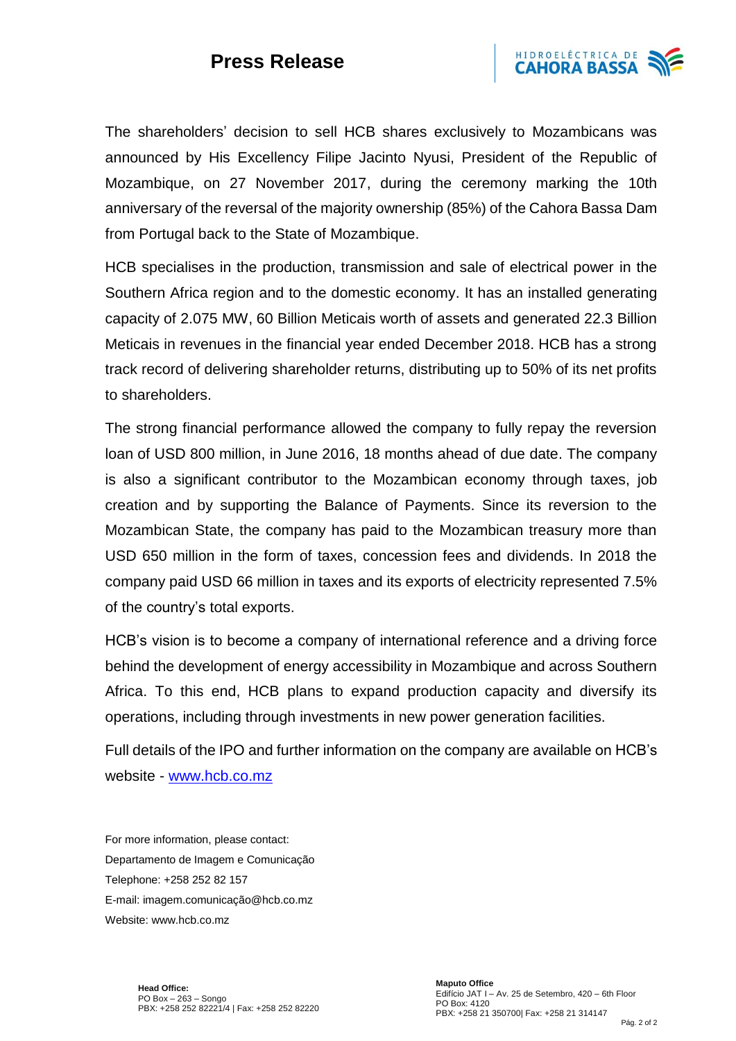The shareholders' decision to sell HCB shares exclusively to Mozambicans was announced by His Excellency Filipe Jacinto Nyusi, President of the Republic of Mozambique, on 27 November 2017, during the ceremony marking the 10th anniversary of the reversal of the majority ownership (85%) of the Cahora Bassa Dam from Portugal back to the State of Mozambique.

HCB specialises in the production, transmission and sale of electrical power in the Southern Africa region and to the domestic economy. It has an installed generating capacity of 2.075 MW, 60 Billion Meticais worth of assets and generated 22.3 Billion Meticais in revenues in the financial year ended December 2018. HCB has a strong track record of delivering shareholder returns, distributing up to 50% of its net profits to shareholders.

The strong financial performance allowed the company to fully repay the reversion loan of USD 800 million, in June 2016, 18 months ahead of due date. The company is also a significant contributor to the Mozambican economy through taxes, job creation and by supporting the Balance of Payments. Since its reversion to the Mozambican State, the company has paid to the Mozambican treasury more than USD 650 million in the form of taxes, concession fees and dividends. In 2018 the company paid USD 66 million in taxes and its exports of electricity represented 7.5% of the country's total exports.

HCB's vision is to become a company of international reference and a driving force behind the development of energy accessibility in Mozambique and across Southern Africa. To this end, HCB plans to expand production capacity and diversify its operations, including through investments in new power generation facilities.

Full details of the IPO and further information on the company are available on HCB's website - [www.hcb.co.mz](www.hcb.co.mz)

For more information, please contact:
Departamento de Imagem e Comunicação
Telephone: +258 252 82 157
E-mail: imagem.comunicação@hcb.co.mz
Website: www.hcb.co.mz

**Head Office:**
PO Box – 263 – Songo
PBX: +258 252 82221/4 | Fax: +258 252 82220

**Maputo Office**
Edifício JAT I – Av. 25 de Setembro, 420 – 6th Floor
PO Box: 4120
PBX: +258 21 350700| Fax: +258 21 314147